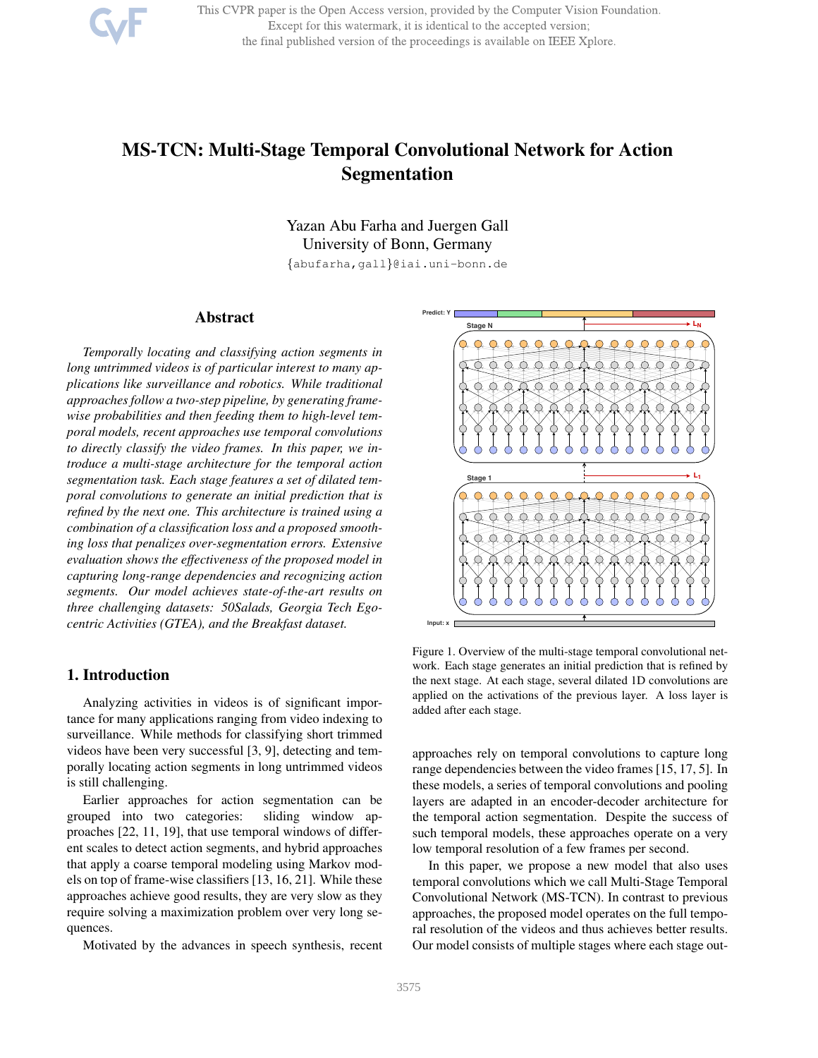# MS-TCN: Multi-Stage Temporal Convolutional Network for Action Segmentation

Yazan Abu Farha and Juergen Gall
University of Bonn, Germany
{abufarha,gall}@iai.uni-bonn.de

## Abstract

*Temporally locating and classifying action segments in long untrimmed videos is of particular interest to many applications like surveillance and robotics. While traditional approaches follow a two-step pipeline, by generating frame-wise probabilities and then feeding them to high-level temporal models, recent approaches use temporal convolutions to directly classify the video frames. In this paper, we introduce a multi-stage architecture for the temporal action segmentation task. Each stage features a set of dilated temporal convolutions to generate an initial prediction that is refined by the next one. This architecture is trained using a combination of a classification loss and a proposed smoothing loss that penalizes over-segmentation errors. Extensive evaluation shows the effectiveness of the proposed model in capturing long-range dependencies and recognizing action segments. Our model achieves state-of-the-art results on three challenging datasets: 50Salads, Georgia Tech Egocentric Activities (GTEA), and the Breakfast dataset.*

Predict: Y

Stage N

$L_N$

Stage 1

$L_1$

Input: x

Figure 1. Overview of the multi-stage temporal convolutional network. Each stage generates an initial prediction that is refined by the next stage. At each stage, several dilated 1D convolutions are applied on the activations of the previous layer. A loss layer is added after each stage.

## 1. Introduction

Analyzing activities in videos is of significant importance for many applications ranging from video indexing to surveillance. While methods for classifying short trimmed videos have been very successful [3, 9], detecting and temporally locating action segments in long untrimmed videos is still challenging.

Earlier approaches for action segmentation can be grouped into two categories: sliding window approaches [22, 11, 19], that use temporal windows of different scales to detect action segments, and hybrid approaches that apply a coarse temporal modeling using Markov models on top of frame-wise classifiers [13, 16, 21]. While these approaches achieve good results, they are very slow as they require solving a maximization problem over very long sequences.

Motivated by the advances in speech synthesis, recent approaches rely on temporal convolutions to capture long range dependencies between the video frames [15, 17, 5]. In these models, a series of temporal convolutions and pooling layers are adapted in an encoder-decoder architecture for the temporal action segmentation. Despite the success of such temporal models, these approaches operate on a very low temporal resolution of a few frames per second.

In this paper, we propose a new model that also uses temporal convolutions which we call Multi-Stage Temporal Convolutional Network (MS-TCN). In contrast to previous approaches, the proposed model operates on the full temporal resolution of the videos and thus achieves better results. Our model consists of multiple stages where each stage out-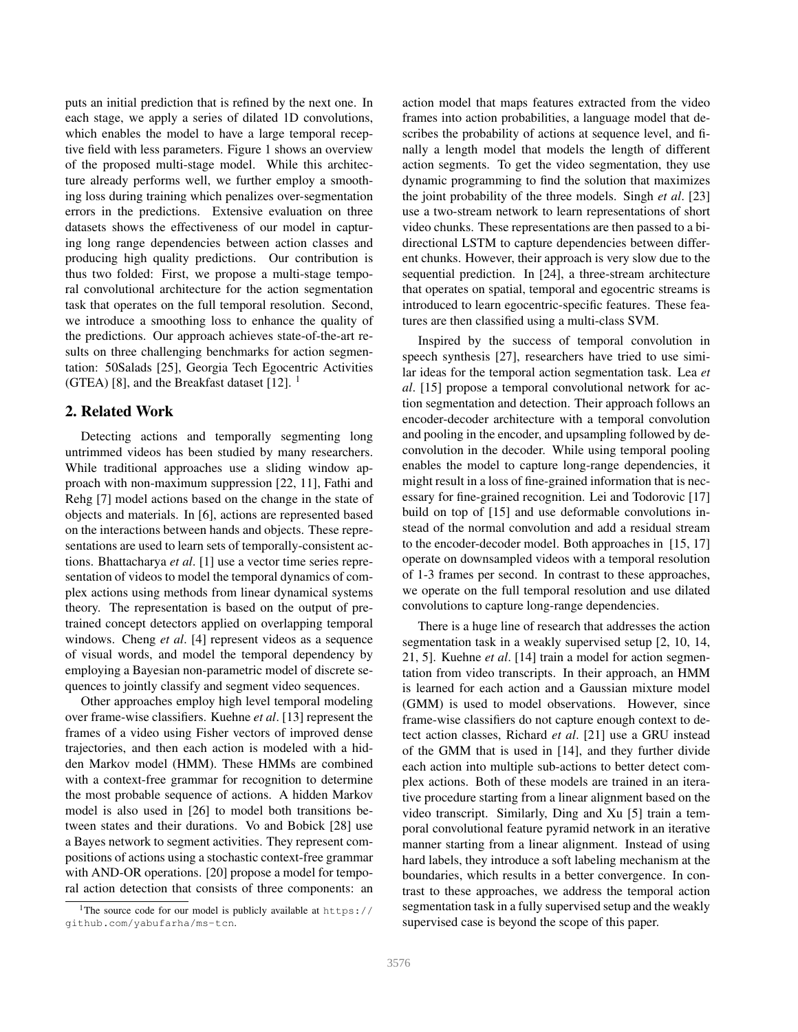puts an initial prediction that is refined by the next one. In each stage, we apply a series of dilated 1D convolutions, which enables the model to have a large temporal receptive field with less parameters. Figure 1 shows an overview of the proposed multi-stage model. While this architecture already performs well, we further employ a smoothing loss during training which penalizes over-segmentation errors in the predictions. Extensive evaluation on three datasets shows the effectiveness of our model in capturing long range dependencies between action classes and producing high quality predictions. Our contribution is thus two folded: First, we propose a multi-stage temporal convolutional architecture for the action segmentation task that operates on the full temporal resolution. Second, we introduce a smoothing loss to enhance the quality of the predictions. Our approach achieves state-of-the-art results on three challenging benchmarks for action segmentation: 50Salads [25], Georgia Tech Egocentric Activities (GTEA) [8], and the Breakfast dataset [12]. [1]

## 2. Related Work

Detecting actions and temporally segmenting long untrimmed videos has been studied by many researchers. While traditional approaches use a sliding window approach with non-maximum suppression [22, 11], Fathi and Rehg [7] model actions based on the change in the state of objects and materials. In [6], actions are represented based on the interactions between hands and objects. These representations are used to learn sets of temporally-consistent actions. Bhattacharya *et al*. [1] use a vector time series representation of videos to model the temporal dynamics of complex actions using methods from linear dynamical systems theory. The representation is based on the output of pre-trained concept detectors applied on overlapping temporal windows. Cheng *et al*. [4] represent videos as a sequence of visual words, and model the temporal dependency by employing a Bayesian non-parametric model of discrete sequences to jointly classify and segment video sequences.

Other approaches employ high level temporal modeling over frame-wise classifiers. Kuehne *et al*. [13] represent the frames of a video using Fisher vectors of improved dense trajectories, and then each action is modeled with a hidden Markov model (HMM). These HMMs are combined with a context-free grammar for recognition to determine the most probable sequence of actions. A hidden Markov model is also used in [26] to model both transitions between states and their durations. Vo and Bobick [28] use a Bayes network to segment activities. They represent compositions of actions using a stochastic context-free grammar with AND-OR operations. [20] propose a model for temporal action detection that consists of three components: an action model that maps features extracted from the video frames into action probabilities, a language model that describes the probability of actions at sequence level, and finally a length model that models the length of different action segments. To get the video segmentation, they use dynamic programming to find the solution that maximizes the joint probability of the three models. Singh *et al*. [23] use a two-stream network to learn representations of short video chunks. These representations are then passed to a bidirectional LSTM to capture dependencies between different chunks. However, their approach is very slow due to the sequential prediction. In [24], a three-stream architecture that operates on spatial, temporal and egocentric streams is introduced to learn egocentric-specific features. These features are then classified using a multi-class SVM.

Inspired by the success of temporal convolution in speech synthesis [27], researchers have tried to use similar ideas for the temporal action segmentation task. Lea *et al*. [15] propose a temporal convolutional network for action segmentation and detection. Their approach follows an encoder-decoder architecture with a temporal convolution and pooling in the encoder, and upsampling followed by deconvolution in the decoder. While using temporal pooling enables the model to capture long-range dependencies, it might result in a loss of fine-grained information that is necessary for fine-grained recognition. Lei and Todorovic [17] build on top of [15] and use deformable convolutions instead of the normal convolution and add a residual stream to the encoder-decoder model. Both approaches in [15, 17] operate on downsampled videos with a temporal resolution of 1-3 frames per second. In contrast to these approaches, we operate on the full temporal resolution and use dilated convolutions to capture long-range dependencies.

There is a huge line of research that addresses the action segmentation task in a weakly supervised setup [2, 10, 14, 21, 5]. Kuehne *et al*. [14] train a model for action segmentation from video transcripts. In their approach, an HMM is learned for each action and a Gaussian mixture model (GMM) is used to model observations. However, since frame-wise classifiers do not capture enough context to detect action classes, Richard *et al*. [21] use a GRU instead of the GMM that is used in [14], and they further divide each action into multiple sub-actions to better detect complex actions. Both of these models are trained in an iterative procedure starting from a linear alignment based on the video transcript. Similarly, Ding and Xu [5] train a temporal convolutional feature pyramid network in an iterative manner starting from a linear alignment. Instead of using hard labels, they introduce a soft labeling mechanism at the boundaries, which results in a better convergence. In contrast to these approaches, we address the temporal action segmentation task in a fully supervised setup and the weakly supervised case is beyond the scope of this paper.

[1] The source code for our model is publicly available at https://github.com/yabufarha/ms-tcn.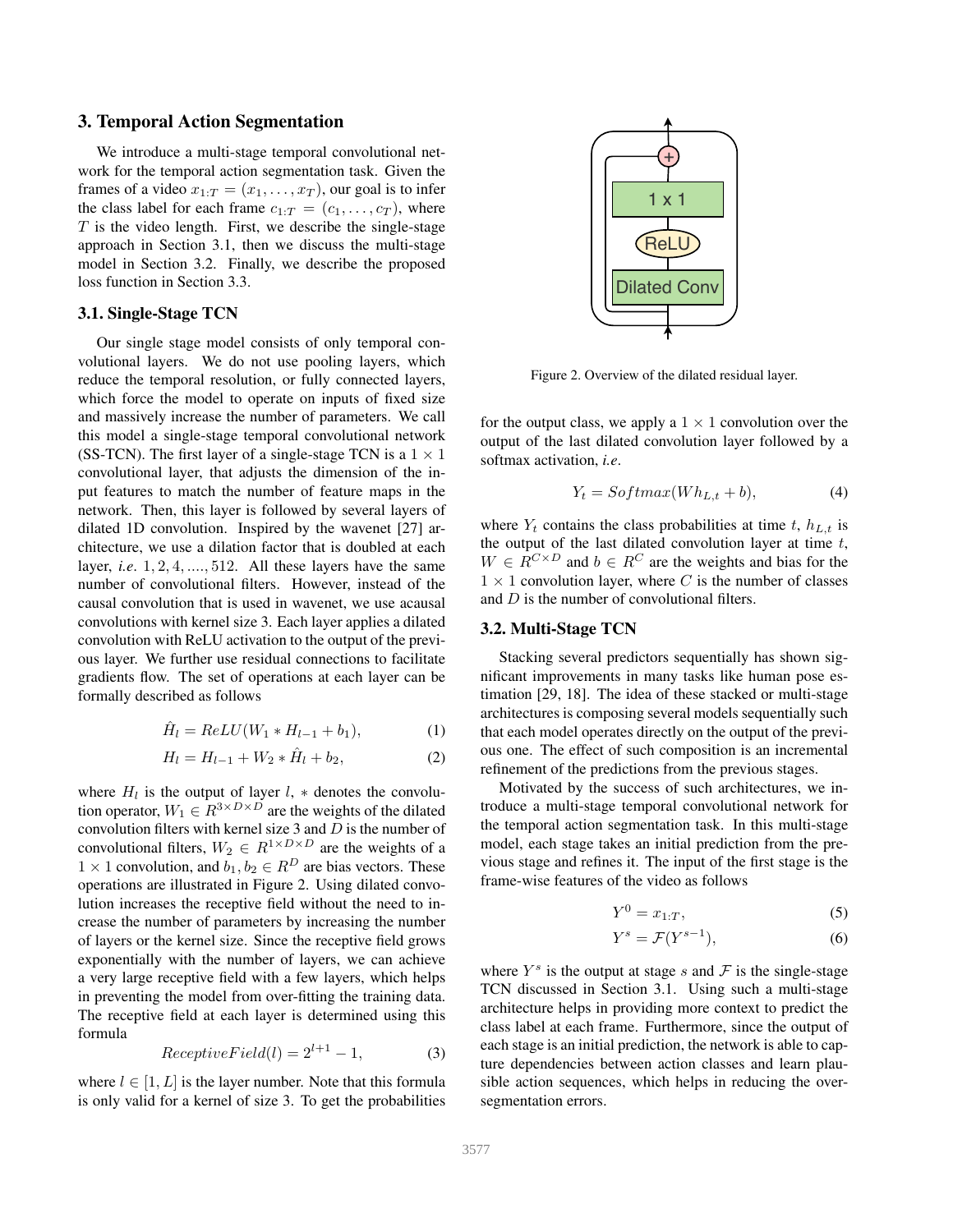## 3. Temporal Action Segmentation

We introduce a multi-stage temporal convolutional network for the temporal action segmentation task. Given the frames of a video $x_{1:T} = (x_1, \ldots, x_T)$, our goal is to infer the class label for each frame $c_{1:T} = (c_1, \ldots, c_T)$, where $T$ is the video length. First, we describe the single-stage approach in Section 3.1, then we discuss the multi-stage model in Section 3.2. Finally, we describe the proposed loss function in Section 3.3.

### 3.1. Single-Stage TCN

Our single stage model consists of only temporal convolutional layers. We do not use pooling layers, which reduce the temporal resolution, or fully connected layers, which force the model to operate on inputs of fixed size and massively increase the number of parameters. We call this model a single-stage temporal convolutional network (SS-TCN). The first layer of a single-stage TCN is a $1 \times 1$ convolutional layer, that adjusts the dimension of the input features to match the number of feature maps in the network. Then, this layer is followed by several layers of dilated 1D convolution. Inspired by the wavenet [27] architecture, we use a dilation factor that is doubled at each layer, *i.e*. $1, 2, 4, ...., 512$. All these layers have the same number of convolutional filters. However, instead of the causal convolution that is used in wavenet, we use acausal convolutions with kernel size 3. Each layer applies a dilated convolution with ReLU activation to the output of the previous layer. We further use residual connections to facilitate gradients flow. The set of operations at each layer can be formally described as follows

$$\hat{H}_l = ReLU(W_1 * H_{l-1} + b_1), \tag{1}$$

$$H_l = H_{l-1} + W_2 * \hat{H}_l + b_2, \tag{2}$$

where $H_l$ is the output of layer $l$, $*$ denotes the convolution operator, $W_1 \in R^{3 \times D \times D}$ are the weights of the dilated convolution filters with kernel size 3 and $D$ is the number of convolutional filters, $W_2 \in R^{1 \times D \times D}$ are the weights of a $1 \times 1$ convolution, and $b_1, b_2 \in R^D$ are bias vectors. These operations are illustrated in Figure 2. Using dilated convolution increases the receptive field without the need to increase the number of parameters by increasing the number of layers or the kernel size. Since the receptive field grows exponentially with the number of layers, we can achieve a very large receptive field with a few layers, which helps in preventing the model from over-fitting the training data. The receptive field at each layer is determined using this formula

$$ReceptiveField(l) = 2^{l+1} - 1, \tag{3}$$

where $l \in [1, L]$ is the layer number. Note that this formula is only valid for a kernel of size 3. To get the probabilities for the output class, we apply a $1 \times 1$ convolution over the output of the last dilated convolution layer followed by a softmax activation, *i.e*.

1 x 1

ReLU

Dilated Conv

Figure 2. Overview of the dilated residual layer.

$$Y_t = Softmax(Wh_{L,t} + b), \tag{4}$$

where $Y_t$ contains the class probabilities at time $t$, $h_{L,t}$ is the output of the last dilated convolution layer at time $t$, $W \in R^{C \times D}$ and $b \in R^C$ are the weights and bias for the $1 \times 1$ convolution layer, where $C$ is the number of classes and $D$ is the number of convolutional filters.

### 3.2. Multi-Stage TCN

Stacking several predictors sequentially has shown significant improvements in many tasks like human pose estimation [29, 18]. The idea of these stacked or multi-stage architectures is composing several models sequentially such that each model operates directly on the output of the previous one. The effect of such composition is an incremental refinement of the predictions from the previous stages.

Motivated by the success of such architectures, we introduce a multi-stage temporal convolutional network for the temporal action segmentation task. In this multi-stage model, each stage takes an initial prediction from the previous stage and refines it. The input of the first stage is the frame-wise features of the video as follows

$$Y^0 = x_{1:T}, \tag{5}$$

$$Y^s = \mathcal{F}(Y^{s-1}), \tag{6}$$

where $Y^s$ is the output at stage $s$ and $\mathcal{F}$ is the single-stage TCN discussed in Section 3.1. Using such a multi-stage architecture helps in providing more context to predict the class label at each frame. Furthermore, since the output of each stage is an initial prediction, the network is able to capture dependencies between action classes and learn plausible action sequences, which helps in reducing the over-segmentation errors.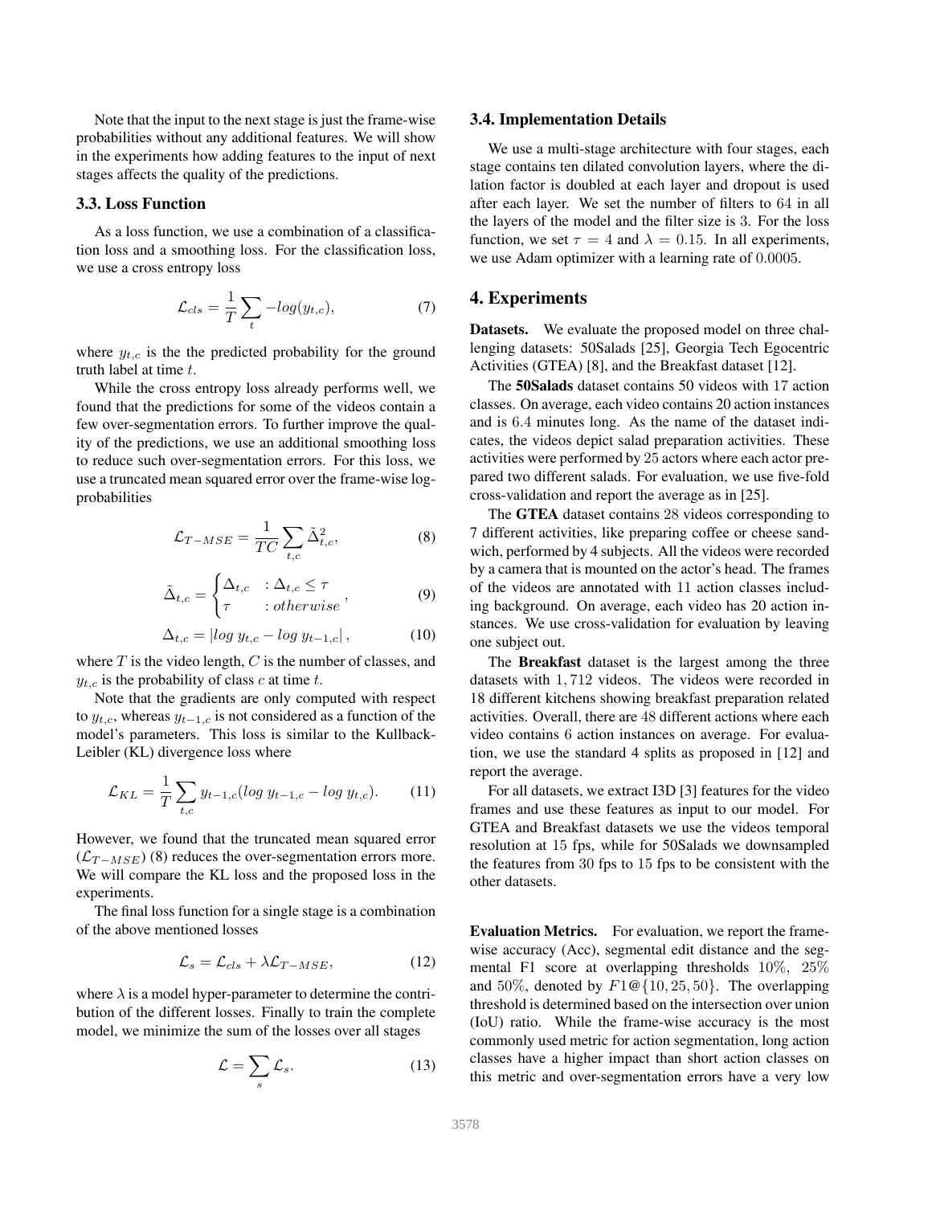Note that the input to the next stage is just the frame-wise probabilities without any additional features. We will show in the experiments how adding features to the input of next stages affects the quality of the predictions.

### 3.3. Loss Function

As a loss function, we use a combination of a classification loss and a smoothing loss. For the classification loss, we use a cross entropy loss

$$\mathcal{L}_{cls} = \frac{1}{T}\sum_{t} -log(y_{t,c}), \tag{7}$$

where $y_{t,c}$ is the the predicted probability for the ground truth label at time $t$.

While the cross entropy loss already performs well, we found that the predictions for some of the videos contain a few over-segmentation errors. To further improve the quality of the predictions, we use an additional smoothing loss to reduce such over-segmentation errors. For this loss, we use a truncated mean squared error over the frame-wise log-probabilities

$$\mathcal{L}_{T-MSE} = \frac{1}{TC}\sum_{t,c} \tilde{\Delta}^2_{t,c}, \tag{8}$$

$$\tilde{\Delta}_{t,c} = \begin{cases} \Delta_{t,c} & : \Delta_{t,c} \leq \tau \\ \tau & : otherwise \end{cases}, \tag{9}$$

$$\Delta_{t,c} = \left| log\ y_{t,c} - log\ y_{t-1,c} \right|, \tag{10}$$

where $T$ is the video length, $C$ is the number of classes, and $y_{t,c}$ is the probability of class $c$ at time $t$.

Note that the gradients are only computed with respect to $y_{t,c}$, whereas $y_{t-1,c}$ is not considered as a function of the model's parameters. This loss is similar to the Kullback-Leibler (KL) divergence loss where

$$\mathcal{L}_{KL} = \frac{1}{T}\sum_{t,c} y_{t-1,c}(log\ y_{t-1,c} - log\ y_{t,c}). \tag{11}$$

However, we found that the truncated mean squared error ($\mathcal{L}_{T-MSE}$) (8) reduces the over-segmentation errors more. We will compare the KL loss and the proposed loss in the experiments.

The final loss function for a single stage is a combination of the above mentioned losses

$$\mathcal{L}_{s} = \mathcal{L}_{cls} + \lambda \mathcal{L}_{T-MSE}, \tag{12}$$

where $\lambda$ is a model hyper-parameter to determine the contribution of the different losses. Finally to train the complete model, we minimize the sum of the losses over all stages

$$\mathcal{L} = \sum_{s} \mathcal{L}_{s}. \tag{13}$$

### 3.4. Implementation Details

We use a multi-stage architecture with four stages, each stage contains ten dilated convolution layers, where the dilation factor is doubled at each layer and dropout is used after each layer. We set the number of filters to $64$ in all the layers of the model and the filter size is $3$. For the loss function, we set $\tau = 4$ and $\lambda = 0.15$. In all experiments, we use Adam optimizer with a learning rate of $0.0005$.

## 4. Experiments

**Datasets.** We evaluate the proposed model on three challenging datasets: 50Salads [25], Georgia Tech Egocentric Activities (GTEA) [8], and the Breakfast dataset [12].

The **50Salads** dataset contains 50 videos with 17 action classes. On average, each video contains 20 action instances and is $6.4$ minutes long. As the name of the dataset indicates, the videos depict salad preparation activities. These activities were performed by $25$ actors where each actor prepared two different salads. For evaluation, we use five-fold cross-validation and report the average as in [25].

The **GTEA** dataset contains $28$ videos corresponding to $7$ different activities, like preparing coffee or cheese sandwich, performed by $4$ subjects. All the videos were recorded by a camera that is mounted on the actor's head. The frames of the videos are annotated with $11$ action classes including background. On average, each video has $20$ action instances. We use cross-validation for evaluation by leaving one subject out.

The **Breakfast** dataset is the largest among the three datasets with $1,712$ videos. The videos were recorded in 18 different kitchens showing breakfast preparation related activities. Overall, there are $48$ different actions where each video contains $6$ action instances on average. For evaluation, we use the standard $4$ splits as proposed in [12] and report the average.

For all datasets, we extract I3D [3] features for the video frames and use these features as input to our model. For GTEA and Breakfast datasets we use the videos temporal resolution at $15$ fps, while for 50Salads we downsampled the features from $30$ fps to $15$ fps to be consistent with the other datasets.

**Evaluation Metrics.** For evaluation, we report the frame-wise accuracy (Acc), segmental edit distance and the segmental F1 score at overlapping thresholds $10\%$, $25\%$ and $50\%$, denoted by $F1@\{10, 25, 50\}$. The overlapping threshold is determined based on the intersection over union (IoU) ratio. While the frame-wise accuracy is the most commonly used metric for action segmentation, long action classes have a higher impact than short action classes on this metric and over-segmentation errors have a very low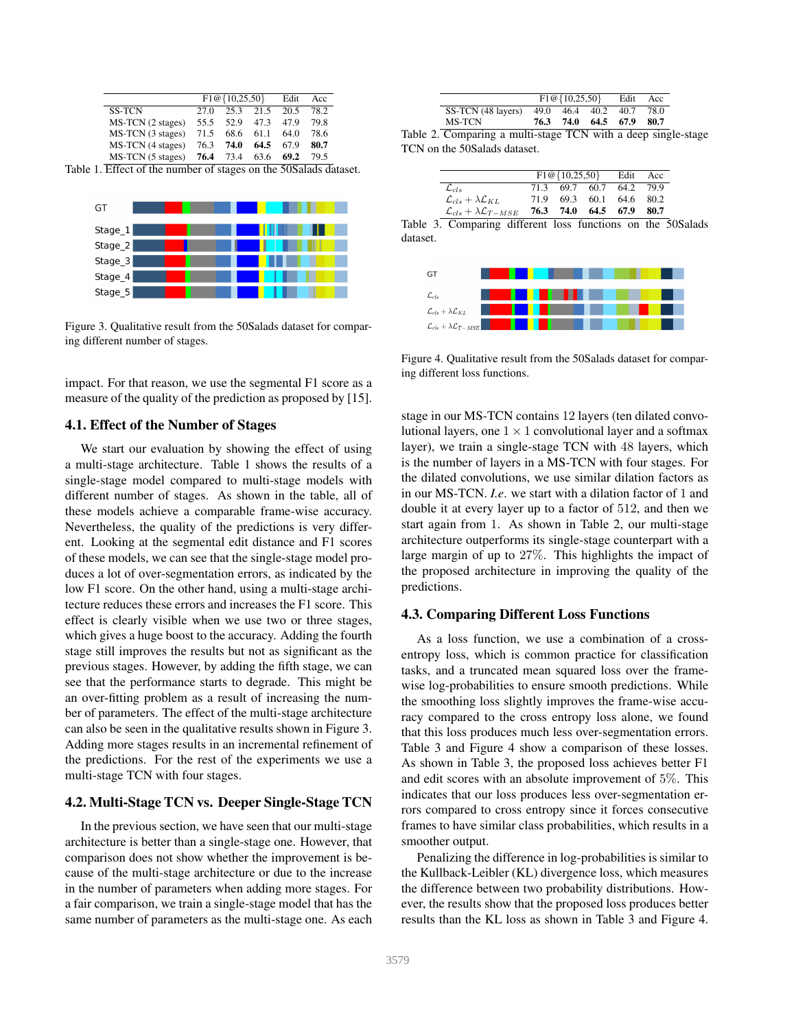| | F1@{10,25,50} | | | Edit | Acc |
|---|---|---|---|---|---|
| SS-TCN | 27.0 | 25.3 | 21.5 | 20.5 | 78.2 |
| MS-TCN (2 stages) | 55.5 | 52.9 | 47.3 | 47.9 | 79.8 |
| MS-TCN (3 stages) | 71.5 | 68.6 | 61.1 | 64.0 | 78.6 |
| MS-TCN (4 stages) | 76.3 | **74.0** | **64.5** | 67.9 | **80.7** |
| MS-TCN (5 stages) | **76.4** | 73.4 | 63.6 | **69.2** | 79.5 |

Table 1. Effect of the number of stages on the 50Salads dataset.

GT
Stage_1
Stage_2
Stage_3
Stage_4
Stage_5

Figure 3. Qualitative result from the 50Salads dataset for comparing different number of stages.

impact. For that reason, we use the segmental F1 score as a measure of the quality of the prediction as proposed by [15].

### 4.1. Effect of the Number of Stages

We start our evaluation by showing the effect of using a multi-stage architecture. Table 1 shows the results of a single-stage model compared to multi-stage models with different number of stages. As shown in the table, all of these models achieve a comparable frame-wise accuracy. Nevertheless, the quality of the predictions is very different. Looking at the segmental edit distance and F1 scores of these models, we can see that the single-stage model produces a lot of over-segmentation errors, as indicated by the low F1 score. On the other hand, using a multi-stage architecture reduces these errors and increases the F1 score. This effect is clearly visible when we use two or three stages, which gives a huge boost to the accuracy. Adding the fourth stage still improves the results but not as significant as the previous stages. However, by adding the fifth stage, we can see that the performance starts to degrade. This might be an over-fitting problem as a result of increasing the number of parameters. The effect of the multi-stage architecture can also be seen in the qualitative results shown in Figure 3. Adding more stages results in an incremental refinement of the predictions. For the rest of the experiments we use a multi-stage TCN with four stages.

### 4.2. Multi-Stage TCN vs. Deeper Single-Stage TCN

In the previous section, we have seen that our multi-stage architecture is better than a single-stage one. However, that comparison does not show whether the improvement is because of the multi-stage architecture or due to the increase in the number of parameters when adding more stages. For a fair comparison, we train a single-stage model that has the same number of parameters as the multi-stage one. As each stage in our MS-TCN contains 12 layers (ten dilated convolutional layers, one $1 \times 1$ convolutional layer and a softmax layer), we train a single-stage TCN with 48 layers, which is the number of layers in a MS-TCN with four stages. For the dilated convolutions, we use similar dilation factors as in our MS-TCN. *I.e.* we start with a dilation factor of 1 and double it at every layer up to a factor of 512, and then we start again from 1. As shown in Table 2, our multi-stage architecture outperforms its single-stage counterpart with a large margin of up to 27%. This highlights the impact of the proposed architecture in improving the quality of the predictions.

| | F1@{10,25,50} | | | Edit | Acc |
|---|---|---|---|---|---|
| SS-TCN (48 layers) | 49.0 | 46.4 | 40.2 | 40.7 | 78.0 |
| MS-TCN | **76.3** | **74.0** | **64.5** | **67.9** | **80.7** |

Table 2. Comparing a multi-stage TCN with a deep single-stage TCN on the 50Salads dataset.

| | F1@{10,25,50} | | | Edit | Acc |
|---|---|---|---|---|---|
| $\mathcal{L}_{cls}$ | 71.3 | 69.7 | 60.7 | 64.2 | 79.9 |
| $\mathcal{L}_{cls} + \lambda\mathcal{L}_{KL}$ | 71.9 | 69.3 | 60.1 | 64.6 | 80.2 |
| $\mathcal{L}_{cls} + \lambda\mathcal{L}_{T-MSE}$ | **76.3** | **74.0** | **64.5** | **67.9** | **80.7** |

Table 3. Comparing different loss functions on the 50Salads dataset.

GT
$\mathcal{L}_{cls}$
$\mathcal{L}_{cls} + \lambda\mathcal{L}_{KL}$
$\mathcal{L}_{cls} + \lambda\mathcal{L}_{T-MSE}$

Figure 4. Qualitative result from the 50Salads dataset for comparing different loss functions.

### 4.3. Comparing Different Loss Functions

As a loss function, we use a combination of a cross-entropy loss, which is common practice for classification tasks, and a truncated mean squared loss over the frame-wise log-probabilities to ensure smooth predictions. While the smoothing loss slightly improves the frame-wise accuracy compared to the cross entropy loss alone, we found that this loss produces much less over-segmentation errors. Table 3 and Figure 4 show a comparison of these losses. As shown in Table 3, the proposed loss achieves better F1 and edit scores with an absolute improvement of 5%. This indicates that our loss produces less over-segmentation errors compared to cross entropy since it forces consecutive frames to have similar class probabilities, which results in a smoother output.

Penalizing the difference in log-probabilities is similar to the Kullback-Leibler (KL) divergence loss, which measures the difference between two probability distributions. However, the results show that the proposed loss produces better results than the KL loss as shown in Table 3 and Figure 4.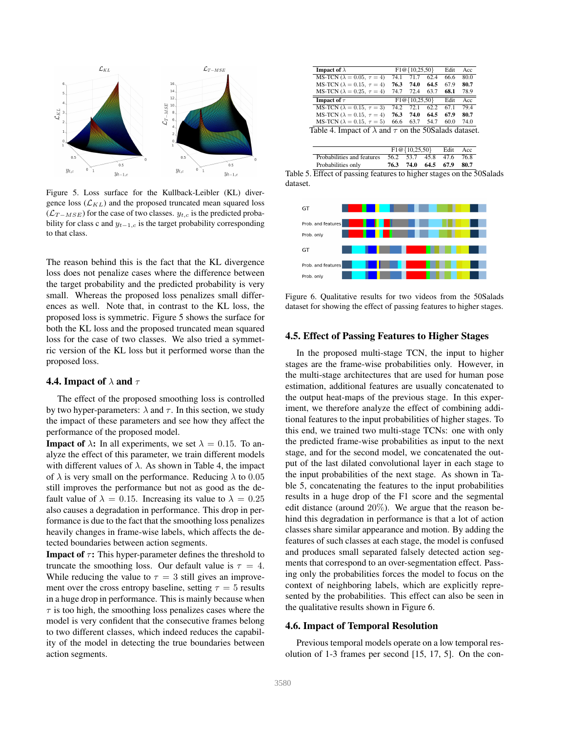$\mathcal{L}_{KL}$

$\mathcal{L}_{T-MSE}$

Figure 5. Loss surface for the Kullback-Leibler (KL) divergence loss ($\mathcal{L}_{KL}$) and the proposed truncated mean squared loss ($\mathcal{L}_{T-MSE}$) for the case of two classes. $y_{t,c}$ is the predicted probability for class c and $y_{t-1,c}$ is the target probability corresponding to that class.

The reason behind this is the fact that the KL divergence loss does not penalize cases where the difference between the target probability and the predicted probability is very small. Whereas the proposed loss penalizes small differences as well. Note that, in contrast to the KL loss, the proposed loss is symmetric. Figure 5 shows the surface for both the KL loss and the proposed truncated mean squared loss for the case of two classes. We also tried a symmetric version of the KL loss but it performed worse than the proposed loss.

### 4.4. Impact of $\lambda$ and $\tau$

The effect of the proposed smoothing loss is controlled by two hyper-parameters: $\lambda$ and $\tau$. In this section, we study the impact of these parameters and see how they affect the performance of the proposed model.

**Impact of $\lambda$:** In all experiments, we set $\lambda = 0.15$. To analyze the effect of this parameter, we train different models with different values of $\lambda$. As shown in Table 4, the impact of $\lambda$ is very small on the performance. Reducing $\lambda$ to $0.05$ still improves the performance but not as good as the default value of $\lambda = 0.15$. Increasing its value to $\lambda = 0.25$ also causes a degradation in performance. This drop in performance is due to the fact that the smoothing loss penalizes heavily changes in frame-wise labels, which affects the detected boundaries between action segments.

**Impact of $\tau$:** This hyper-parameter defines the threshold to truncate the smoothing loss. Our default value is $\tau = 4$. While reducing the value to $\tau = 3$ still gives an improvement over the cross entropy baseline, setting $\tau = 5$ results in a huge drop in performance. This is mainly because when $\tau$ is too high, the smoothing loss penalizes cases where the model is very confident that the consecutive frames belong to two different classes, which indeed reduces the capability of the model in detecting the true boundaries between action segments.

| Impact of $\lambda$ | F1@{10,25,50} | | | Edit | Acc |
|---|---|---|---|---|---|
| MS-TCN ($\lambda = 0.05$, $\tau = 4$) | 74.1 | 71.7 | 62.4 | 66.6 | 80.0 |
| MS-TCN ($\lambda = 0.15$, $\tau = 4$) | **76.3** | **74.0** | **64.5** | 67.9 | **80.7** |
| MS-TCN ($\lambda = 0.25$, $\tau = 4$) | 74.7 | 72.4 | 63.7 | **68.1** | 78.9 |
| **Impact of $\tau$** | **F1@{10,25,50}** | | | **Edit** | **Acc** |
| MS-TCN ($\lambda = 0.15$, $\tau = 3$) | 74.2 | 72.1 | 62.2 | 67.1 | 79.4 |
| MS-TCN ($\lambda = 0.15$, $\tau = 4$) | **76.3** | **74.0** | **64.5** | **67.9** | **80.7** |
| MS-TCN ($\lambda = 0.15$, $\tau = 5$) | 66.6 | 63.7 | 54.7 | 60.0 | 74.0 |

Table 4. Impact of $\lambda$ and $\tau$ on the 50Salads dataset.

| | F1@{10,25,50} | | | Edit | Acc |
|---|---|---|---|---|---|
| Probabilities and features | 56.2 | 53.7 | 45.8 | 47.6 | 76.8 |
| Probabilities only | **76.3** | **74.0** | **64.5** | **67.9** | **80.7** |

Table 5. Effect of passing features to higher stages on the 50Salads dataset.

GT
Prob. and features
Prob. only
GT
Prob. and features
Prob. only

Figure 6. Qualitative results for two videos from the 50Salads dataset for showing the effect of passing features to higher stages.

### 4.5. Effect of Passing Features to Higher Stages

In the proposed multi-stage TCN, the input to higher stages are the frame-wise probabilities only. However, in the multi-stage architectures that are used for human pose estimation, additional features are usually concatenated to the output heat-maps of the previous stage. In this experiment, we therefore analyze the effect of combining additional features to the input probabilities of higher stages. To this end, we trained two multi-stage TCNs: one with only the predicted frame-wise probabilities as input to the next stage, and for the second model, we concatenated the output of the last dilated convolutional layer in each stage to the input probabilities of the next stage. As shown in Table 5, concatenating the features to the input probabilities results in a huge drop of the F1 score and the segmental edit distance (around $20\%$). We argue that the reason behind this degradation in performance is that a lot of action classes share similar appearance and motion. By adding the features of such classes at each stage, the model is confused and produces small separated falsely detected action segments that correspond to an over-segmentation effect. Passing only the probabilities forces the model to focus on the context of neighboring labels, which are explicitly represented by the probabilities. This effect can also be seen in the qualitative results shown in Figure 6.

### 4.6. Impact of Temporal Resolution

Previous temporal models operate on a low temporal resolution of 1-3 frames per second [15, 17, 5]. On the con-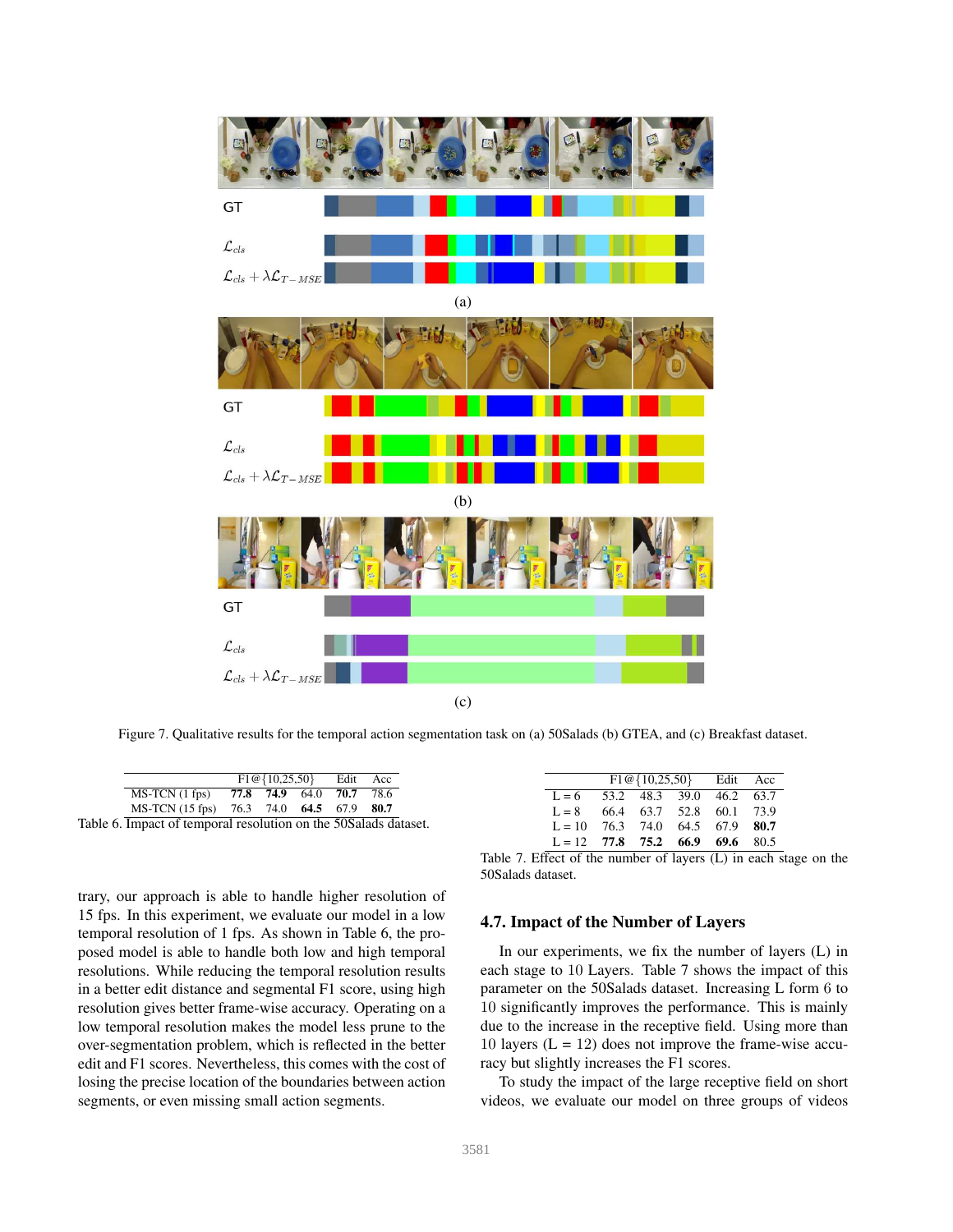GT

$\mathcal{L}_{cls}$

$\mathcal{L}_{cls} + \lambda \mathcal{L}_{T-MSE}$

(a)

GT

$\mathcal{L}_{cls}$

$\mathcal{L}_{cls} + \lambda \mathcal{L}_{T-MSE}$

(b)

GT

$\mathcal{L}_{cls}$

$\mathcal{L}_{cls} + \lambda \mathcal{L}_{T-MSE}$

(c)

Figure 7. Qualitative results for the temporal action segmentation task on (a) 50Salads (b) GTEA, and (c) Breakfast dataset.

| | F1@{10,25,50} | | | Edit | Acc |
|---|---|---|---|---|---|
| MS-TCN (1 fps) | **77.8** | **74.9** | 64.0 | **70.7** | 78.6 |
| MS-TCN (15 fps) | 76.3 | 74.0 | **64.5** | 67.9 | **80.7** |

Table 6. Impact of temporal resolution on the 50Salads dataset.

trary, our approach is able to handle higher resolution of 15 fps. In this experiment, we evaluate our model in a low temporal resolution of 1 fps. As shown in Table 6, the proposed model is able to handle both low and high temporal resolutions. While reducing the temporal resolution results in a better edit distance and segmental F1 score, using high resolution gives better frame-wise accuracy. Operating on a low temporal resolution makes the model less prune to the over-segmentation problem, which is reflected in the better edit and F1 scores. Nevertheless, this comes with the cost of losing the precise location of the boundaries between action segments, or even missing small action segments.

| | F1@{10,25,50} | | | Edit | Acc |
|---|---|---|---|---|---|
| L = 6 | 53.2 | 48.3 | 39.0 | 46.2 | 63.7 |
| L = 8 | 66.4 | 63.7 | 52.8 | 60.1 | 73.9 |
| L = 10 | 76.3 | 74.0 | 64.5 | 67.9 | **80.7** |
| L = 12 | **77.8** | **75.2** | **66.9** | **69.6** | 80.5 |

Table 7. Effect of the number of layers (L) in each stage on the 50Salads dataset.

## 4.7. Impact of the Number of Layers

In our experiments, we fix the number of layers (L) in each stage to 10 Layers. Table 7 shows the impact of this parameter on the 50Salads dataset. Increasing L form 6 to 10 significantly improves the performance. This is mainly due to the increase in the receptive field. Using more than 10 layers (L = 12) does not improve the frame-wise accuracy but slightly increases the F1 scores.

To study the impact of the large receptive field on short videos, we evaluate our model on three groups of videos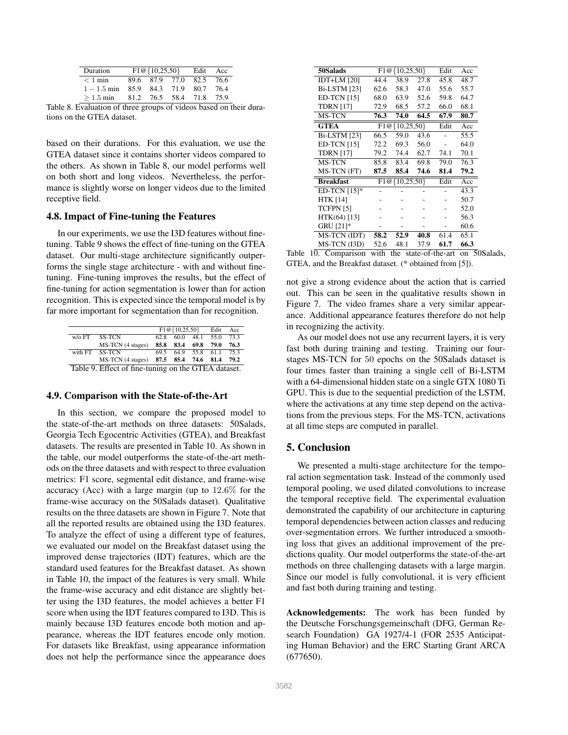| Duration | F1@{10,25,50} | | | Edit | Acc |
|---|---|---|---|---|---|
| $< 1$ min | 89.6 | 87.9 | 77.0 | 82.5 | 76.6 |
| $1 - 1.5$ min | 85.9 | 84.3 | 71.9 | 80.7 | 76.4 |
| $\geq 1.5$ min | 81.2 | 76.5 | 58.4 | 71.8 | 75.9 |

Table 8. Evaluation of three groups of videos based on their durations on the GTEA dataset.

based on their durations. For this evaluation, we use the GTEA dataset since it contains shorter videos compared to the others. As shown in Table 8, our model performs well on both short and long videos. Nevertheless, the performance is slightly worse on longer videos due to the limited receptive field.

### 4.8. Impact of Fine-tuning the Features

In our experiments, we use the I3D features without fine-tuning. Table 9 shows the effect of fine-tuning on the GTEA dataset. Our multi-stage architecture significantly outperforms the single stage architecture - with and without fine-tuning. Fine-tuning improves the results, but the effect of fine-tuning for action segmentation is lower than for action recognition. This is expected since the temporal model is by far more important for segmentation than for recognition.

| | | F1@{10,25,50} | | | Edit | Acc |
|---|---|---|---|---|---|---|
| w/o FT | SS-TCN | 62.8 | 60.0 | 48.1 | 55.0 | 73.3 |
| | MS-TCN (4 stages) | **85.8** | **83.4** | **69.8** | **79.0** | **76.3** |
| with FT | SS-TCN | 69.5 | 64.9 | 55.8 | 61.1 | 75.3 |
| | MS-TCN (4 stages) | **87.5** | **85.4** | **74.6** | **81.4** | **79.2** |

Table 9. Effect of fine-tuning on the GTEA dataset.

### 4.9. Comparison with the State-of-the-Art

In this section, we compare the proposed model to the state-of-the-art methods on three datasets: 50Salads, Georgia Tech Egocentric Activities (GTEA), and Breakfast datasets. The results are presented in Table 10. As shown in the table, our model outperforms the state-of-the-art methods on the three datasets and with respect to three evaluation metrics: F1 score, segmental edit distance, and frame-wise accuracy (Acc) with a large margin (up to $12.6\%$ for the frame-wise accuracy on the 50Salads dataset). Qualitative results on the three datasets are shown in Figure 7. Note that all the reported results are obtained using the I3D features. To analyze the effect of using a different type of features, we evaluated our model on the Breakfast dataset using the improved dense trajectories (IDT) features, which are the standard used features for the Breakfast dataset. As shown in Table 10, the impact of the features is very small. While the frame-wise accuracy and edit distance are slightly better using the I3D features, the model achieves a better F1 score when using the IDT features compared to I3D. This is mainly because I3D features encode both motion and appearance, whereas the IDT features encode only motion. For datasets like Breakfast, using appearance information does not help the performance since the appearance does not give a strong evidence about the action that is carried out. This can be seen in the qualitative results shown in Figure 7. The video frames share a very similar appearance. Additional appearance features therefore do not help in recognizing the activity.

| **50Salads** | F1@{10,25,50} | | | Edit | Acc |
|---|---|---|---|---|---|
| IDT+LM [20] | 44.4 | 38.9 | 27.8 | 45.8 | 48.7 |
| Bi-LSTM [23] | 62.6 | 58.3 | 47.0 | 55.6 | 55.7 |
| ED-TCN [15] | 68.0 | 63.9 | 52.6 | 59.8 | 64.7 |
| TDRN [17] | 72.9 | 68.5 | 57.2 | 66.0 | 68.1 |
| MS-TCN | **76.3** | **74.0** | **64.5** | **67.9** | **80.7** |
| **GTEA** | F1@{10,25,50} | | | Edit | Acc |
| Bi-LSTM [23] | 66.5 | 59.0 | 43.6 | - | 55.5 |
| ED-TCN [15] | 72.2 | 69.3 | 56.0 | - | 64.0 |
| TDRN [17] | 79.2 | 74.4 | 62.7 | 74.1 | 70.1 |
| MS-TCN | 85.8 | 83.4 | 69.8 | 79.0 | 76.3 |
| MS-TCN (FT) | **87.5** | **85.4** | **74.6** | **81.4** | **79.2** |
| **Breakfast** | F1@{10,25,50} | | | Edit | Acc |
| ED-TCN [15]* | - | - | - | - | 43.3 |
| HTK [14] | - | - | - | - | 50.7 |
| TCFPN [5] | - | - | - | - | 52.0 |
| HTK(64) [13] | - | - | - | - | 56.3 |
| GRU [21]* | - | - | - | - | 60.6 |
| MS-TCN (IDT) | **58.2** | **52.9** | **40.8** | 61.4 | 65.1 |
| MS-TCN (I3D) | 52.6 | 48.1 | 37.9 | **61.7** | **66.3** |

Table 10. Comparison with the state-of-the-art on 50Salads, GTEA, and the Breakfast dataset. (* obtained from [5]).

As our model does not use any recurrent layers, it is very fast both during training and testing. Training our four-stages MS-TCN for 50 epochs on the 50Salads dataset is four times faster than training a single cell of Bi-LSTM with a 64-dimensional hidden state on a single GTX 1080 Ti GPU. This is due to the sequential prediction of the LSTM, where the activations at any time step depend on the activations from the previous steps. For the MS-TCN, activations at all time steps are computed in parallel.

## 5. Conclusion

We presented a multi-stage architecture for the temporal action segmentation task. Instead of the commonly used temporal pooling, we used dilated convolutions to increase the temporal receptive field. The experimental evaluation demonstrated the capability of our architecture in capturing temporal dependencies between action classes and reducing over-segmentation errors. We further introduced a smoothing loss that gives an additional improvement of the predictions quality. Our model outperforms the state-of-the-art methods on three challenging datasets with a large margin. Since our model is fully convolutional, it is very efficient and fast both during training and testing.

**Acknowledgements:** The work has been funded by the Deutsche Forschungsgemeinschaft (DFG, German Research Foundation) GA 1927/4-1 (FOR 2535 Anticipating Human Behavior) and the ERC Starting Grant ARCA (677650).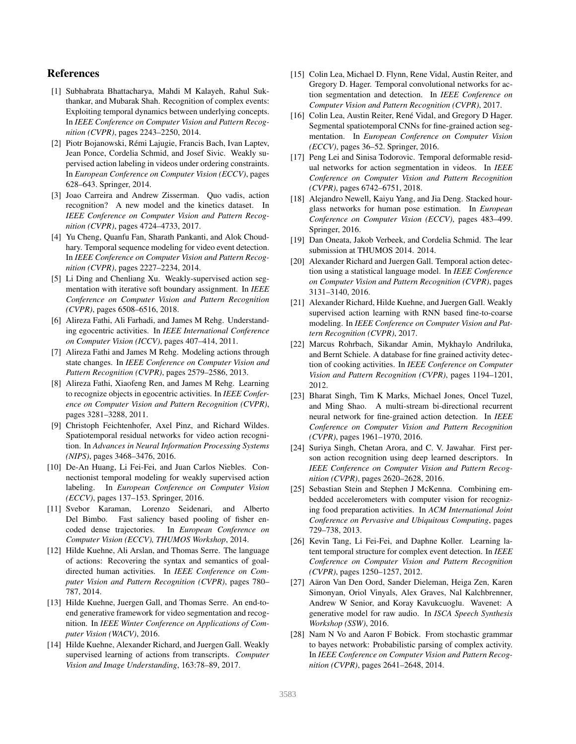## References

[1] Subhabrata Bhattacharya, Mahdi M Kalayeh, Rahul Sukthankar, and Mubarak Shah. Recognition of complex events: Exploiting temporal dynamics between underlying concepts. In *IEEE Conference on Computer Vision and Pattern Recognition (CVPR)*, pages 2243–2250, 2014.

[2] Piotr Bojanowski, Rémi Lajugie, Francis Bach, Ivan Laptev, Jean Ponce, Cordelia Schmid, and Josef Sivic. Weakly supervised action labeling in videos under ordering constraints. In *European Conference on Computer Vision (ECCV)*, pages 628–643. Springer, 2014.

[3] Joao Carreira and Andrew Zisserman. Quo vadis, action recognition? A new model and the kinetics dataset. In *IEEE Conference on Computer Vision and Pattern Recognition (CVPR)*, pages 4724–4733, 2017.

[4] Yu Cheng, Quanfu Fan, Sharath Pankanti, and Alok Choudhary. Temporal sequence modeling for video event detection. In *IEEE Conference on Computer Vision and Pattern Recognition (CVPR)*, pages 2227–2234, 2014.

[5] Li Ding and Chenliang Xu. Weakly-supervised action segmentation with iterative soft boundary assignment. In *IEEE Conference on Computer Vision and Pattern Recognition (CVPR)*, pages 6508–6516, 2018.

[6] Alireza Fathi, Ali Farhadi, and James M Rehg. Understanding egocentric activities. In *IEEE International Conference on Computer Vision (ICCV)*, pages 407–414, 2011.

[7] Alireza Fathi and James M Rehg. Modeling actions through state changes. In *IEEE Conference on Computer Vision and Pattern Recognition (CVPR)*, pages 2579–2586, 2013.

[8] Alireza Fathi, Xiaofeng Ren, and James M Rehg. Learning to recognize objects in egocentric activities. In *IEEE Conference on Computer Vision and Pattern Recognition (CVPR)*, pages 3281–3288, 2011.

[9] Christoph Feichtenhofer, Axel Pinz, and Richard Wildes. Spatiotemporal residual networks for video action recognition. In *Advances in Neural Information Processing Systems (NIPS)*, pages 3468–3476, 2016.

[10] De-An Huang, Li Fei-Fei, and Juan Carlos Niebles. Connectionist temporal modeling for weakly supervised action labeling. In *European Conference on Computer Vision (ECCV)*, pages 137–153. Springer, 2016.

[11] Svebor Karaman, Lorenzo Seidenari, and Alberto Del Bimbo. Fast saliency based pooling of fisher encoded dense trajectories. In *European Conference on Computer Vision (ECCV), THUMOS Workshop*, 2014.

[12] Hilde Kuehne, Ali Arslan, and Thomas Serre. The language of actions: Recovering the syntax and semantics of goal-directed human activities. In *IEEE Conference on Computer Vision and Pattern Recognition (CVPR)*, pages 780–787, 2014.

[13] Hilde Kuehne, Juergen Gall, and Thomas Serre. An end-to-end generative framework for video segmentation and recognition. In *IEEE Winter Conference on Applications of Computer Vision (WACV)*, 2016.

[14] Hilde Kuehne, Alexander Richard, and Juergen Gall. Weakly supervised learning of actions from transcripts. *Computer Vision and Image Understanding*, 163:78–89, 2017.

[15] Colin Lea, Michael D. Flynn, Rene Vidal, Austin Reiter, and Gregory D. Hager. Temporal convolutional networks for action segmentation and detection. In *IEEE Conference on Computer Vision and Pattern Recognition (CVPR)*, 2017.

[16] Colin Lea, Austin Reiter, René Vidal, and Gregory D Hager. Segmental spatiotemporal CNNs for fine-grained action segmentation. In *European Conference on Computer Vision (ECCV)*, pages 36–52. Springer, 2016.

[17] Peng Lei and Sinisa Todorovic. Temporal deformable residual networks for action segmentation in videos. In *IEEE Conference on Computer Vision and Pattern Recognition (CVPR)*, pages 6742–6751, 2018.

[18] Alejandro Newell, Kaiyu Yang, and Jia Deng. Stacked hourglass networks for human pose estimation. In *European Conference on Computer Vision (ECCV)*, pages 483–499. Springer, 2016.

[19] Dan Oneata, Jakob Verbeek, and Cordelia Schmid. The lear submission at THUMOS 2014. 2014.

[20] Alexander Richard and Juergen Gall. Temporal action detection using a statistical language model. In *IEEE Conference on Computer Vision and Pattern Recognition (CVPR)*, pages 3131–3140, 2016.

[21] Alexander Richard, Hilde Kuehne, and Juergen Gall. Weakly supervised action learning with RNN based fine-to-coarse modeling. In *IEEE Conference on Computer Vision and Pattern Recognition (CVPR)*, 2017.

[22] Marcus Rohrbach, Sikandar Amin, Mykhaylo Andriluka, and Bernt Schiele. A database for fine grained activity detection of cooking activities. In *IEEE Conference on Computer Vision and Pattern Recognition (CVPR)*, pages 1194–1201, 2012.

[23] Bharat Singh, Tim K Marks, Michael Jones, Oncel Tuzel, and Ming Shao. A multi-stream bi-directional recurrent neural network for fine-grained action detection. In *IEEE Conference on Computer Vision and Pattern Recognition (CVPR)*, pages 1961–1970, 2016.

[24] Suriya Singh, Chetan Arora, and C. V. Jawahar. First person action recognition using deep learned descriptors. In *IEEE Conference on Computer Vision and Pattern Recognition (CVPR)*, pages 2620–2628, 2016.

[25] Sebastian Stein and Stephen J McKenna. Combining embedded accelerometers with computer vision for recognizing food preparation activities. In *ACM International Joint Conference on Pervasive and Ubiquitous Computing*, pages 729–738, 2013.

[26] Kevin Tang, Li Fei-Fei, and Daphne Koller. Learning latent temporal structure for complex event detection. In *IEEE Conference on Computer Vision and Pattern Recognition (CVPR)*, pages 1250–1257, 2012.

[27] Aäron Van Den Oord, Sander Dieleman, Heiga Zen, Karen Simonyan, Oriol Vinyals, Alex Graves, Nal Kalchbrenner, Andrew W Senior, and Koray Kavukcuoglu. Wavenet: A generative model for raw audio. In *ISCA Speech Synthesis Workshop (SSW)*, 2016.

[28] Nam N Vo and Aaron F Bobick. From stochastic grammar to bayes network: Probabilistic parsing of complex activity. In *IEEE Conference on Computer Vision and Pattern Recognition (CVPR)*, pages 2641–2648, 2014.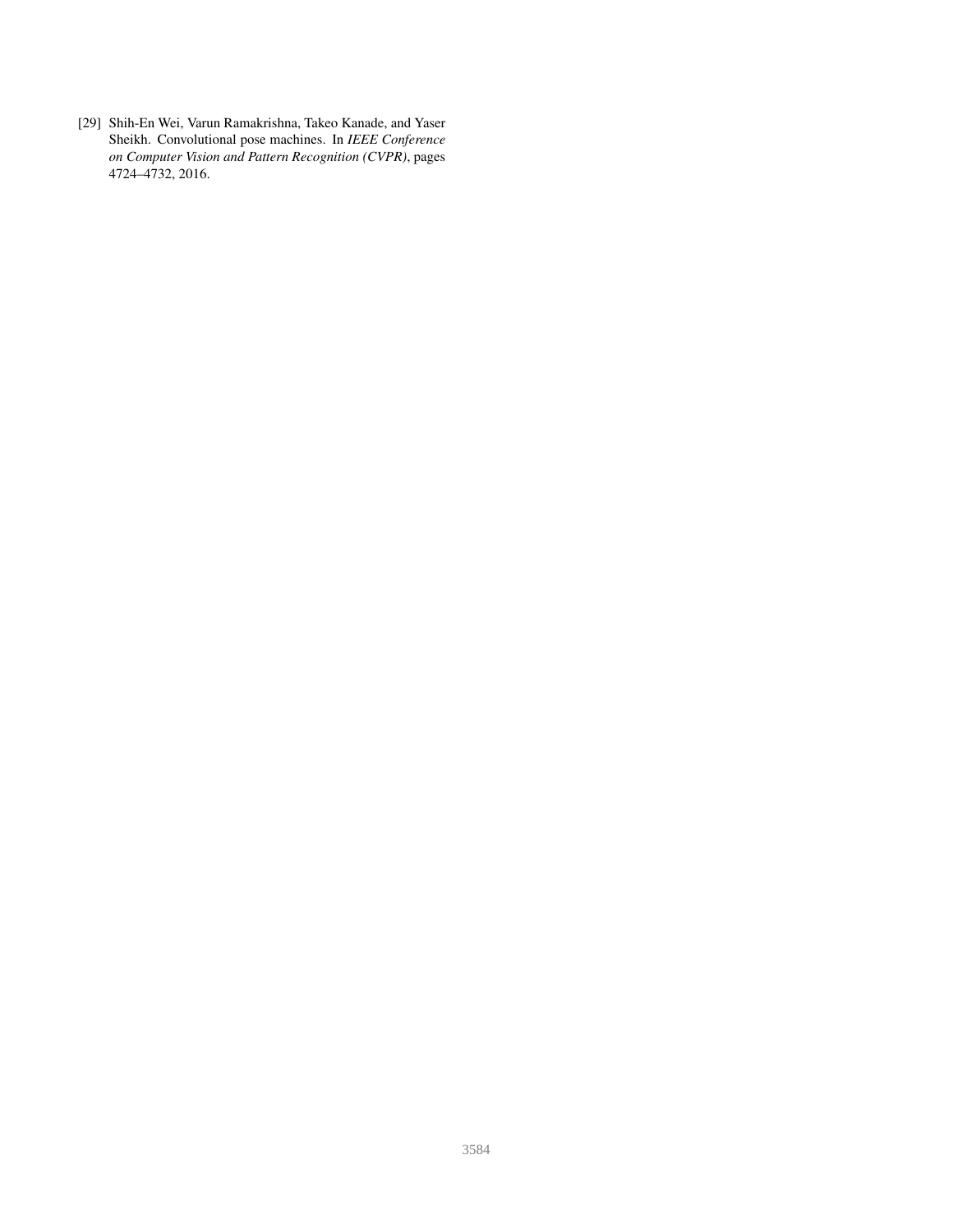[29] Shih-En Wei, Varun Ramakrishna, Takeo Kanade, and Yaser Sheikh. Convolutional pose machines. In *IEEE Conference on Computer Vision and Pattern Recognition (CVPR)*, pages 4724–4732, 2016.